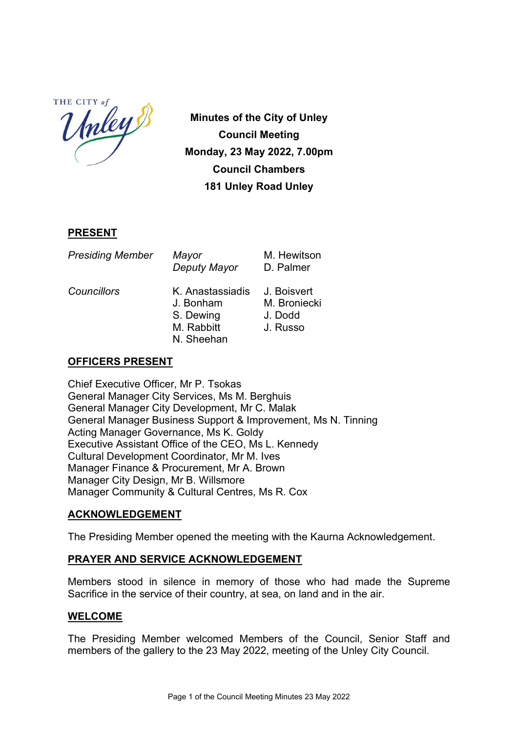**Minutes of the City of Unley**
**Council Meeting**
**Monday, 23 May 2022, 7.00pm**
**Council Chambers**
**181 Unley Road Unley**

## PRESENT

| | | |
|---|---|---|
| *Presiding Member* | *Mayor* | M. Hewitson |
| | *Deputy Mayor* | D. Palmer |
| *Councillors* | K. Anastassiadis | J. Boisvert |
| | J. Bonham | M. Broniecki |
| | S. Dewing | J. Dodd |
| | M. Rabbitt | J. Russo |
| | N. Sheehan | |

## OFFICERS PRESENT

Chief Executive Officer, Mr P. Tsokas
General Manager City Services, Ms M. Berghuis
General Manager City Development, Mr C. Malak
General Manager Business Support & Improvement, Ms N. Tinning
Acting Manager Governance, Ms K. Goldy
Executive Assistant Office of the CEO, Ms L. Kennedy
Cultural Development Coordinator, Mr M. Ives
Manager Finance & Procurement, Mr A. Brown
Manager City Design, Mr B. Willsmore
Manager Community & Cultural Centres, Ms R. Cox

## ACKNOWLEDGEMENT

The Presiding Member opened the meeting with the Kaurna Acknowledgement.

## PRAYER AND SERVICE ACKNOWLEDGEMENT

Members stood in silence in memory of those who had made the Supreme Sacrifice in the service of their country, at sea, on land and in the air.

## WELCOME

The Presiding Member welcomed Members of the Council, Senior Staff and members of the gallery to the 23 May 2022, meeting of the Unley City Council.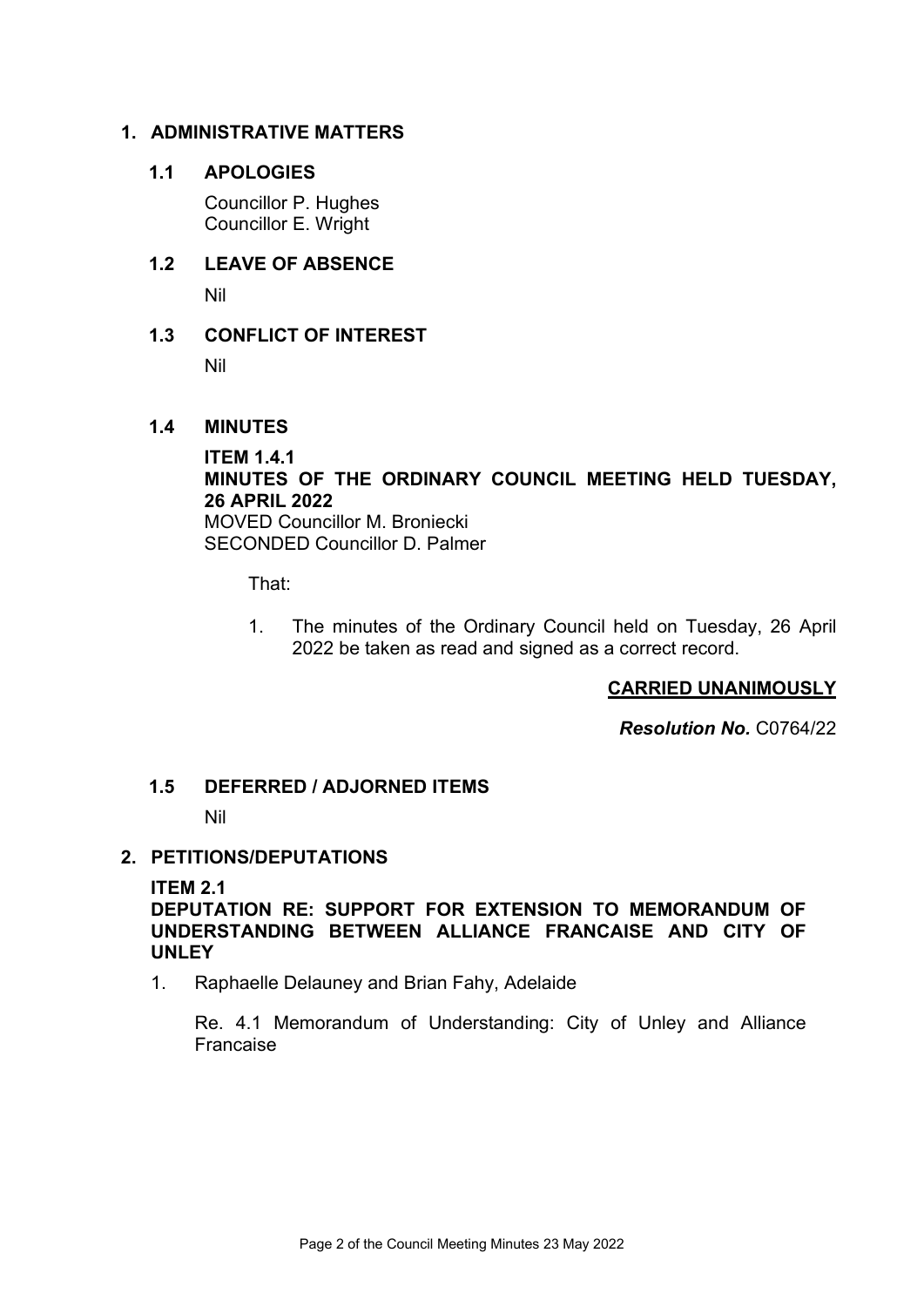## 1. ADMINISTRATIVE MATTERS

### 1.1 APOLOGIES

Councillor P. Hughes
Councillor E. Wright

### 1.2 LEAVE OF ABSENCE

Nil

### 1.3 CONFLICT OF INTEREST

Nil

### 1.4 MINUTES

**ITEM 1.4.1**
**MINUTES OF THE ORDINARY COUNCIL MEETING HELD TUESDAY, 26 APRIL 2022**
MOVED Councillor M. Broniecki
SECONDED Councillor D. Palmer

That:

1. The minutes of the Ordinary Council held on Tuesday, 26 April 2022 be taken as read and signed as a correct record.

**CARRIED UNANIMOUSLY**

***Resolution No.*** C0764/22

### 1.5 DEFERRED / ADJOURNED ITEMS

Nil

## 2. PETITIONS/DEPUTATIONS

**ITEM 2.1**
**DEPUTATION RE: SUPPORT FOR EXTENSION TO MEMORANDUM OF UNDERSTANDING BETWEEN ALLIANCE FRANCAISE AND CITY OF UNLEY**

1. Raphaelle Delauney and Brian Fahy, Adelaide

   Re. 4.1 Memorandum of Understanding: City of Unley and Alliance Francaise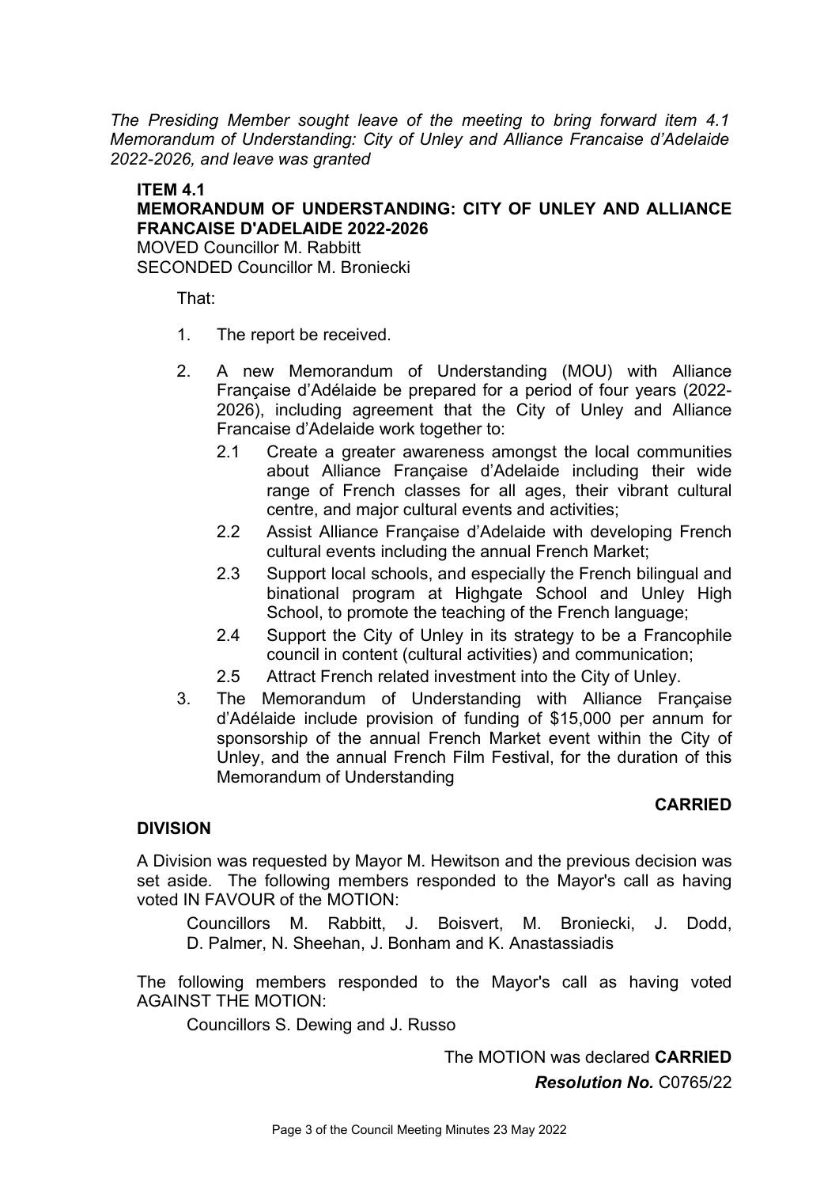*The Presiding Member sought leave of the meeting to bring forward item 4.1 Memorandum of Understanding: City of Unley and Alliance Francaise d'Adelaide 2022-2026, and leave was granted*

**ITEM 4.1**
**MEMORANDUM OF UNDERSTANDING: CITY OF UNLEY AND ALLIANCE FRANCAISE D'ADELAIDE 2022-2026**
MOVED Councillor M. Rabbitt
SECONDED Councillor M. Broniecki

That:

1. The report be received.
2. A new Memorandum of Understanding (MOU) with Alliance Française d'Adélaide be prepared for a period of four years (2022-2026), including agreement that the City of Unley and Alliance Francaise d'Adelaide work together to:
   2.1 Create a greater awareness amongst the local communities about Alliance Française d'Adelaide including their wide range of French classes for all ages, their vibrant cultural centre, and major cultural events and activities;
   2.2 Assist Alliance Française d'Adelaide with developing French cultural events including the annual French Market;
   2.3 Support local schools, and especially the French bilingual and binational program at Highgate School and Unley High School, to promote the teaching of the French language;
   2.4 Support the City of Unley in its strategy to be a Francophile council in content (cultural activities) and communication;
   2.5 Attract French related investment into the City of Unley.
3. The Memorandum of Understanding with Alliance Française d'Adélaide include provision of funding of $15,000 per annum for sponsorship of the annual French Market event within the City of Unley, and the annual French Film Festival, for the duration of this Memorandum of Understanding

**CARRIED**

**DIVISION**

A Division was requested by Mayor M. Hewitson and the previous decision was set aside. The following members responded to the Mayor's call as having voted IN FAVOUR of the MOTION:

Councillors M. Rabbitt, J. Boisvert, M. Broniecki, J. Dodd, D. Palmer, N. Sheehan, J. Bonham and K. Anastassiadis

The following members responded to the Mayor's call as having voted AGAINST THE MOTION:

Councillors S. Dewing and J. Russo

The MOTION was declared **CARRIED**

***Resolution No.*** C0765/22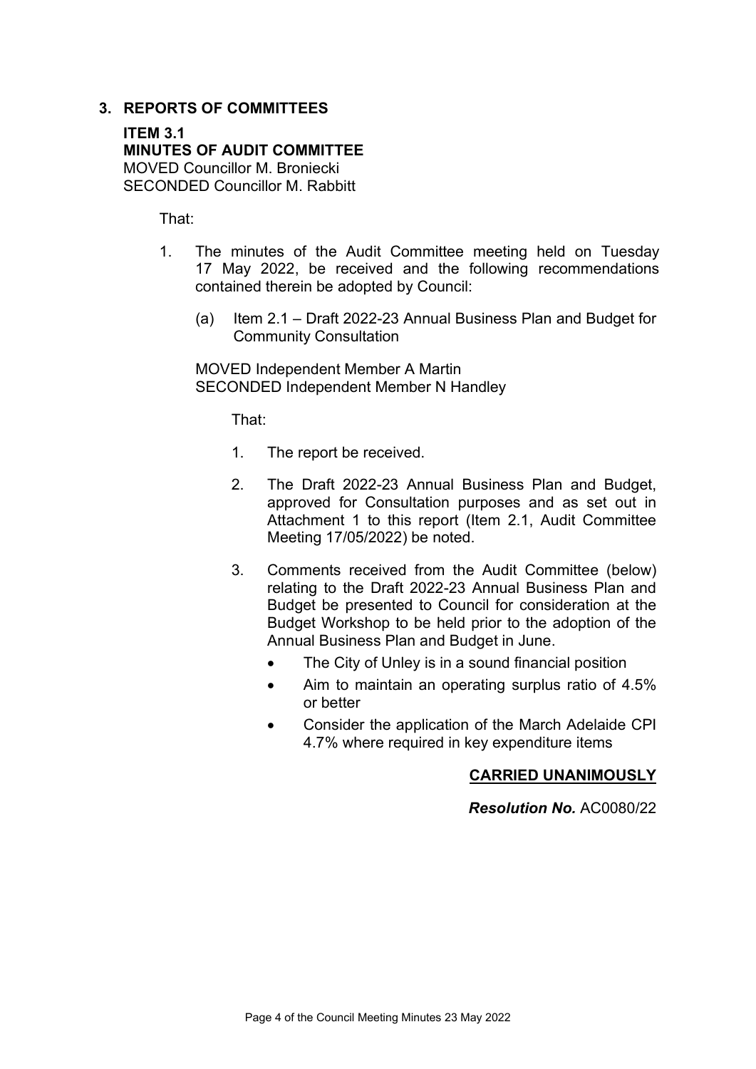## 3. REPORTS OF COMMITTEES

**ITEM 3.1**
**MINUTES OF AUDIT COMMITTEE**
MOVED Councillor M. Broniecki
SECONDED Councillor M. Rabbitt

That:

1. The minutes of the Audit Committee meeting held on Tuesday 17 May 2022, be received and the following recommendations contained therein be adopted by Council:

   (a) Item 2.1 – Draft 2022-23 Annual Business Plan and Budget for Community Consultation

MOVED Independent Member A Martin
SECONDED Independent Member N Handley

That:

1. The report be received.
2. The Draft 2022-23 Annual Business Plan and Budget, approved for Consultation purposes and as set out in Attachment 1 to this report (Item 2.1, Audit Committee Meeting 17/05/2022) be noted.
3. Comments received from the Audit Committee (below) relating to the Draft 2022-23 Annual Business Plan and Budget be presented to Council for consideration at the Budget Workshop to be held prior to the adoption of the Annual Business Plan and Budget in June.
   - The City of Unley is in a sound financial position
   - Aim to maintain an operating surplus ratio of 4.5% or better
   - Consider the application of the March Adelaide CPI 4.7% where required in key expenditure items

**CARRIED UNANIMOUSLY**

***Resolution No.*** AC0080/22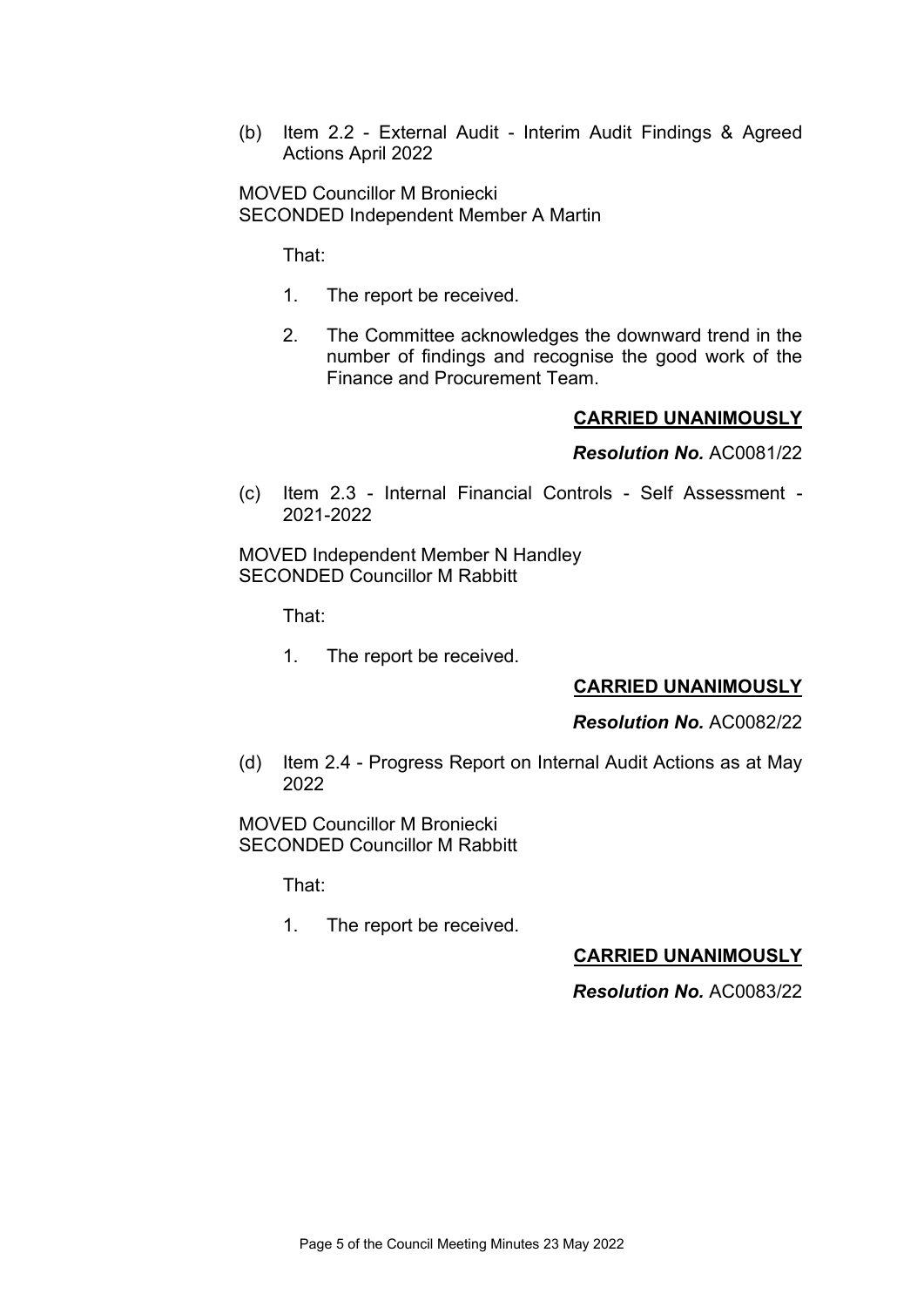(b) Item 2.2 - External Audit - Interim Audit Findings & Agreed Actions April 2022

MOVED Councillor M Broniecki
SECONDED Independent Member A Martin

That:

1. The report be received.

2. The Committee acknowledges the downward trend in the number of findings and recognise the good work of the Finance and Procurement Team.

**CARRIED UNANIMOUSLY**

***Resolution No.*** AC0081/22

(c) Item 2.3 - Internal Financial Controls - Self Assessment - 2021-2022

MOVED Independent Member N Handley
SECONDED Councillor M Rabbitt

That:

1. The report be received.

**CARRIED UNANIMOUSLY**

***Resolution No.*** AC0082/22

(d) Item 2.4 - Progress Report on Internal Audit Actions as at May 2022

MOVED Councillor M Broniecki
SECONDED Councillor M Rabbitt

That:

1. The report be received.

**CARRIED UNANIMOUSLY**

***Resolution No.*** AC0083/22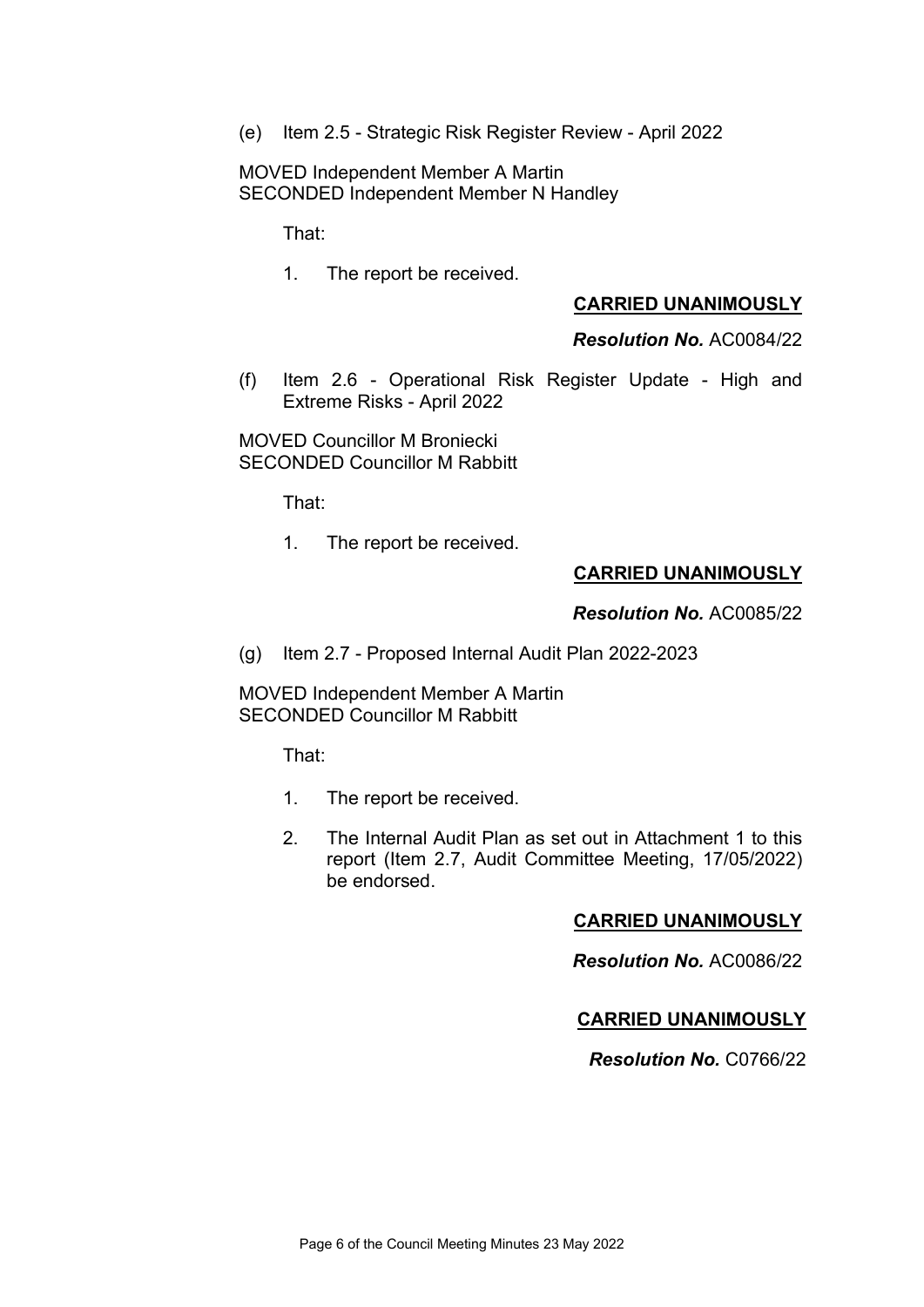(e) Item 2.5 - Strategic Risk Register Review - April 2022

MOVED Independent Member A Martin
SECONDED Independent Member N Handley

That:

1. The report be received.

**CARRIED UNANIMOUSLY**

***Resolution No.*** AC0084/22

(f) Item 2.6 - Operational Risk Register Update - High and Extreme Risks - April 2022

MOVED Councillor M Broniecki
SECONDED Councillor M Rabbitt

That:

1. The report be received.

**CARRIED UNANIMOUSLY**

***Resolution No.*** AC0085/22

(g) Item 2.7 - Proposed Internal Audit Plan 2022-2023

MOVED Independent Member A Martin
SECONDED Councillor M Rabbitt

That:

1. The report be received.
2. The Internal Audit Plan as set out in Attachment 1 to this report (Item 2.7, Audit Committee Meeting, 17/05/2022) be endorsed.

**CARRIED UNANIMOUSLY**

***Resolution No.*** AC0086/22

**CARRIED UNANIMOUSLY**

***Resolution No.*** C0766/22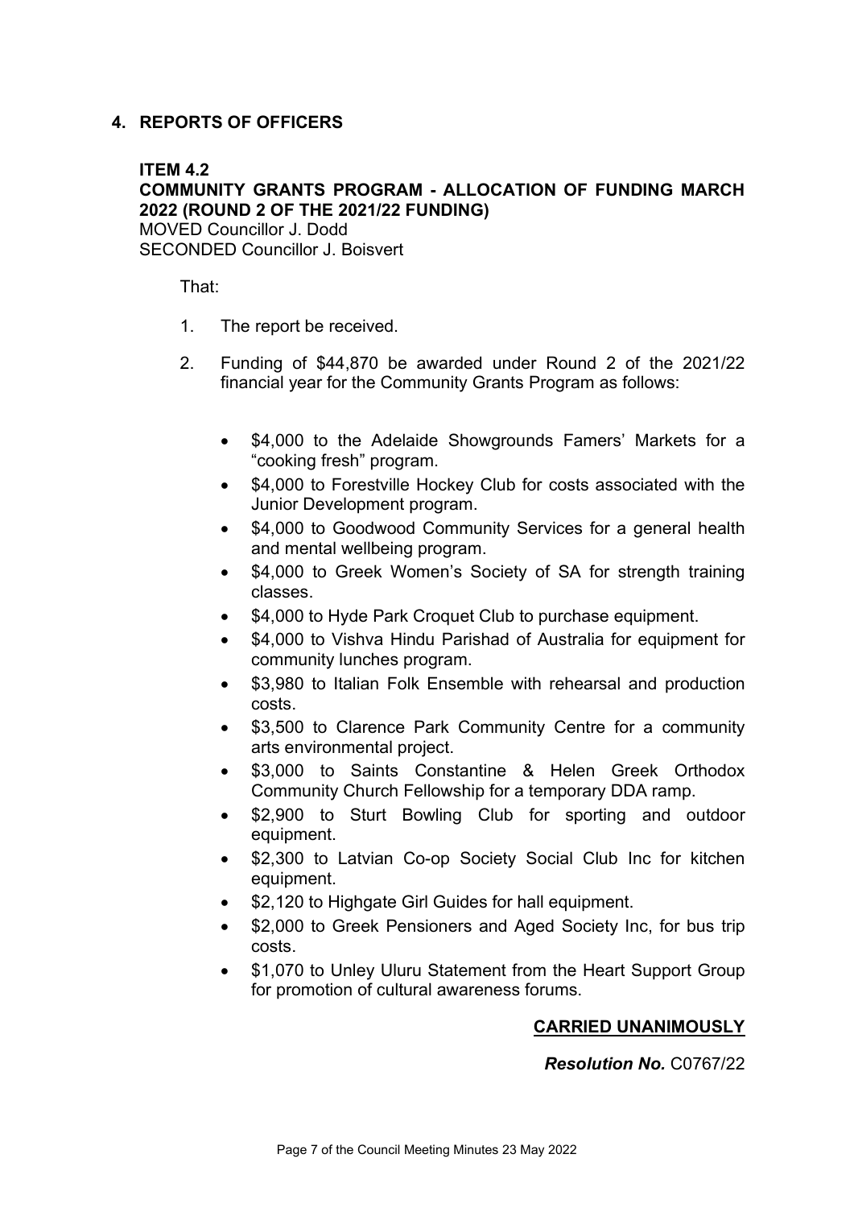## 4. REPORTS OF OFFICERS

**ITEM 4.2**
**COMMUNITY GRANTS PROGRAM - ALLOCATION OF FUNDING MARCH 2022 (ROUND 2 OF THE 2021/22 FUNDING)**
MOVED Councillor J. Dodd
SECONDED Councillor J. Boisvert

That:

1. The report be received.

2. Funding of $44,870 be awarded under Round 2 of the 2021/22 financial year for the Community Grants Program as follows:

   - $4,000 to the Adelaide Showgrounds Famers' Markets for a "cooking fresh" program.
   - $4,000 to Forestville Hockey Club for costs associated with the Junior Development program.
   - $4,000 to Goodwood Community Services for a general health and mental wellbeing program.
   - $4,000 to Greek Women's Society of SA for strength training classes.
   - $4,000 to Hyde Park Croquet Club to purchase equipment.
   - $4,000 to Vishva Hindu Parishad of Australia for equipment for community lunches program.
   - $3,980 to Italian Folk Ensemble with rehearsal and production costs.
   - $3,500 to Clarence Park Community Centre for a community arts environmental project.
   - $3,000 to Saints Constantine & Helen Greek Orthodox Community Church Fellowship for a temporary DDA ramp.
   - $2,900 to Sturt Bowling Club for sporting and outdoor equipment.
   - $2,300 to Latvian Co-op Society Social Club Inc for kitchen equipment.
   - $2,120 to Highgate Girl Guides for hall equipment.
   - $2,000 to Greek Pensioners and Aged Society Inc, for bus trip costs.
   - $1,070 to Unley Uluru Statement from the Heart Support Group for promotion of cultural awareness forums.

**CARRIED UNANIMOUSLY**

***Resolution No.*** C0767/22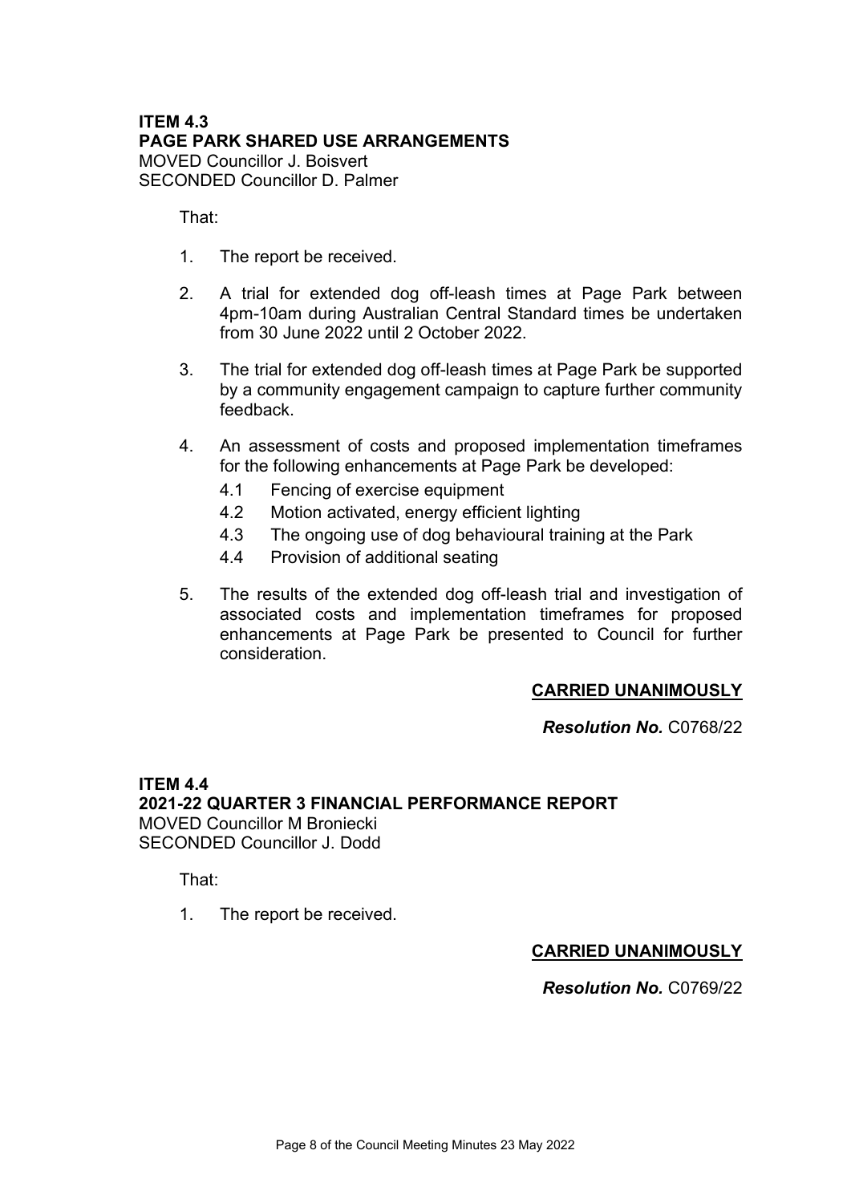**ITEM 4.3**
**PAGE PARK SHARED USE ARRANGEMENTS**
MOVED Councillor J. Boisvert
SECONDED Councillor D. Palmer

That:

1. The report be received.
2. A trial for extended dog off-leash times at Page Park between 4pm-10am during Australian Central Standard times be undertaken from 30 June 2022 until 2 October 2022.
3. The trial for extended dog off-leash times at Page Park be supported by a community engagement campaign to capture further community feedback.
4. An assessment of costs and proposed implementation timeframes for the following enhancements at Page Park be developed:
   - 4.1 Fencing of exercise equipment
   - 4.2 Motion activated, energy efficient lighting
   - 4.3 The ongoing use of dog behavioural training at the Park
   - 4.4 Provision of additional seating
5. The results of the extended dog off-leash trial and investigation of associated costs and implementation timeframes for proposed enhancements at Page Park be presented to Council for further consideration.

**CARRIED UNANIMOUSLY**

***Resolution No.*** C0768/22

**ITEM 4.4**
**2021-22 QUARTER 3 FINANCIAL PERFORMANCE REPORT**
MOVED Councillor M Broniecki
SECONDED Councillor J. Dodd

That:

1. The report be received.

**CARRIED UNANIMOUSLY**

***Resolution No.*** C0769/22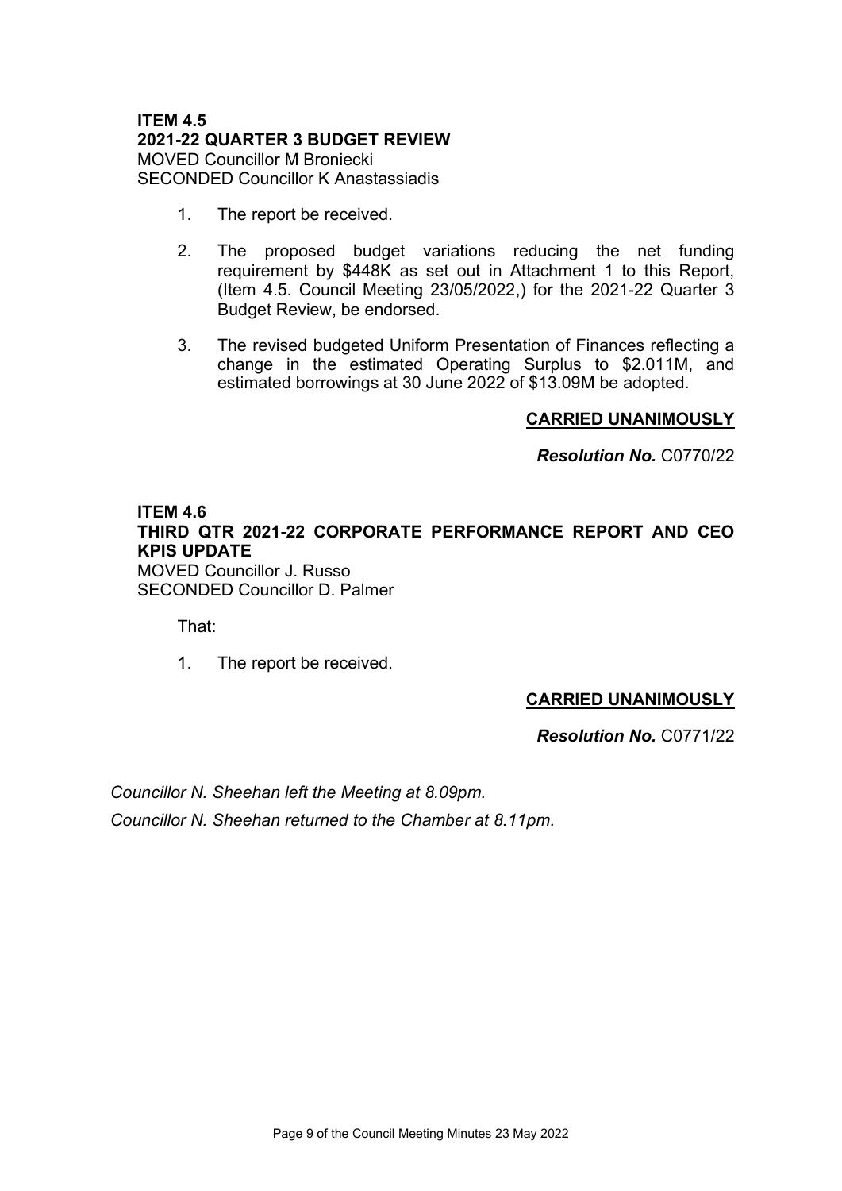**ITEM 4.5**
**2021-22 QUARTER 3 BUDGET REVIEW**
MOVED Councillor M Broniecki
SECONDED Councillor K Anastassiadis

1. The report be received.

2. The proposed budget variations reducing the net funding requirement by $448K as set out in Attachment 1 to this Report, (Item 4.5. Council Meeting 23/05/2022,) for the 2021-22 Quarter 3 Budget Review, be endorsed.

3. The revised budgeted Uniform Presentation of Finances reflecting a change in the estimated Operating Surplus to $2.011M, and estimated borrowings at 30 June 2022 of $13.09M be adopted.

**CARRIED UNANIMOUSLY**

***Resolution No.*** C0770/22

**ITEM 4.6**
**THIRD QTR 2021-22 CORPORATE PERFORMANCE REPORT AND CEO KPIS UPDATE**
MOVED Councillor J. Russo
SECONDED Councillor D. Palmer

That:

1. The report be received.

**CARRIED UNANIMOUSLY**

***Resolution No.*** C0771/22

*Councillor N. Sheehan left the Meeting at 8.09pm.*

*Councillor N. Sheehan returned to the Chamber at 8.11pm.*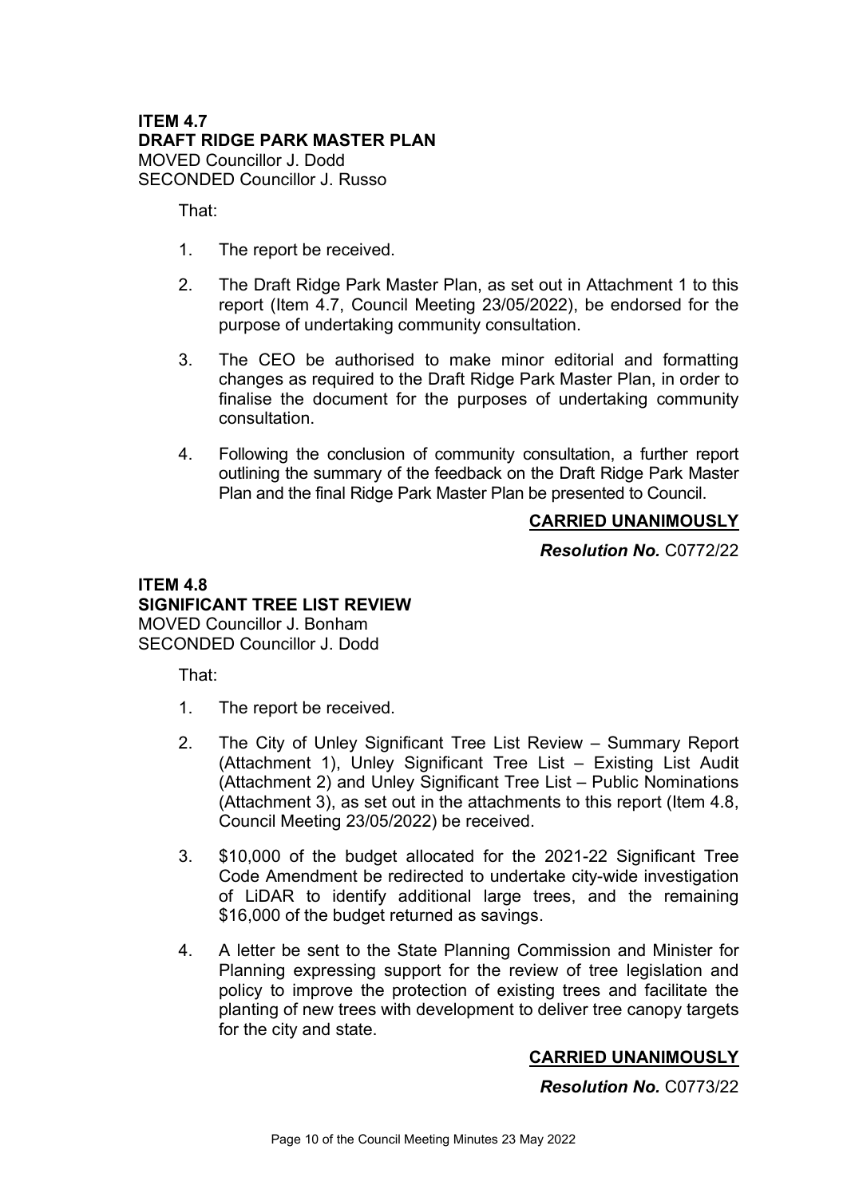**ITEM 4.7**
**DRAFT RIDGE PARK MASTER PLAN**
MOVED Councillor J. Dodd
SECONDED Councillor J. Russo

That:

1. The report be received.

2. The Draft Ridge Park Master Plan, as set out in Attachment 1 to this report (Item 4.7, Council Meeting 23/05/2022), be endorsed for the purpose of undertaking community consultation.

3. The CEO be authorised to make minor editorial and formatting changes as required to the Draft Ridge Park Master Plan, in order to finalise the document for the purposes of undertaking community consultation.

4. Following the conclusion of community consultation, a further report outlining the summary of the feedback on the Draft Ridge Park Master Plan and the final Ridge Park Master Plan be presented to Council.

**CARRIED UNANIMOUSLY**

***Resolution No.*** C0772/22

**ITEM 4.8**
**SIGNIFICANT TREE LIST REVIEW**
MOVED Councillor J. Bonham
SECONDED Councillor J. Dodd

That:

1. The report be received.

2. The City of Unley Significant Tree List Review – Summary Report (Attachment 1), Unley Significant Tree List – Existing List Audit (Attachment 2) and Unley Significant Tree List – Public Nominations (Attachment 3), as set out in the attachments to this report (Item 4.8, Council Meeting 23/05/2022) be received.

3. $10,000 of the budget allocated for the 2021-22 Significant Tree Code Amendment be redirected to undertake city-wide investigation of LiDAR to identify additional large trees, and the remaining $16,000 of the budget returned as savings.

4. A letter be sent to the State Planning Commission and Minister for Planning expressing support for the review of tree legislation and policy to improve the protection of existing trees and facilitate the planting of new trees with development to deliver tree canopy targets for the city and state.

**CARRIED UNANIMOUSLY**

***Resolution No.*** C0773/22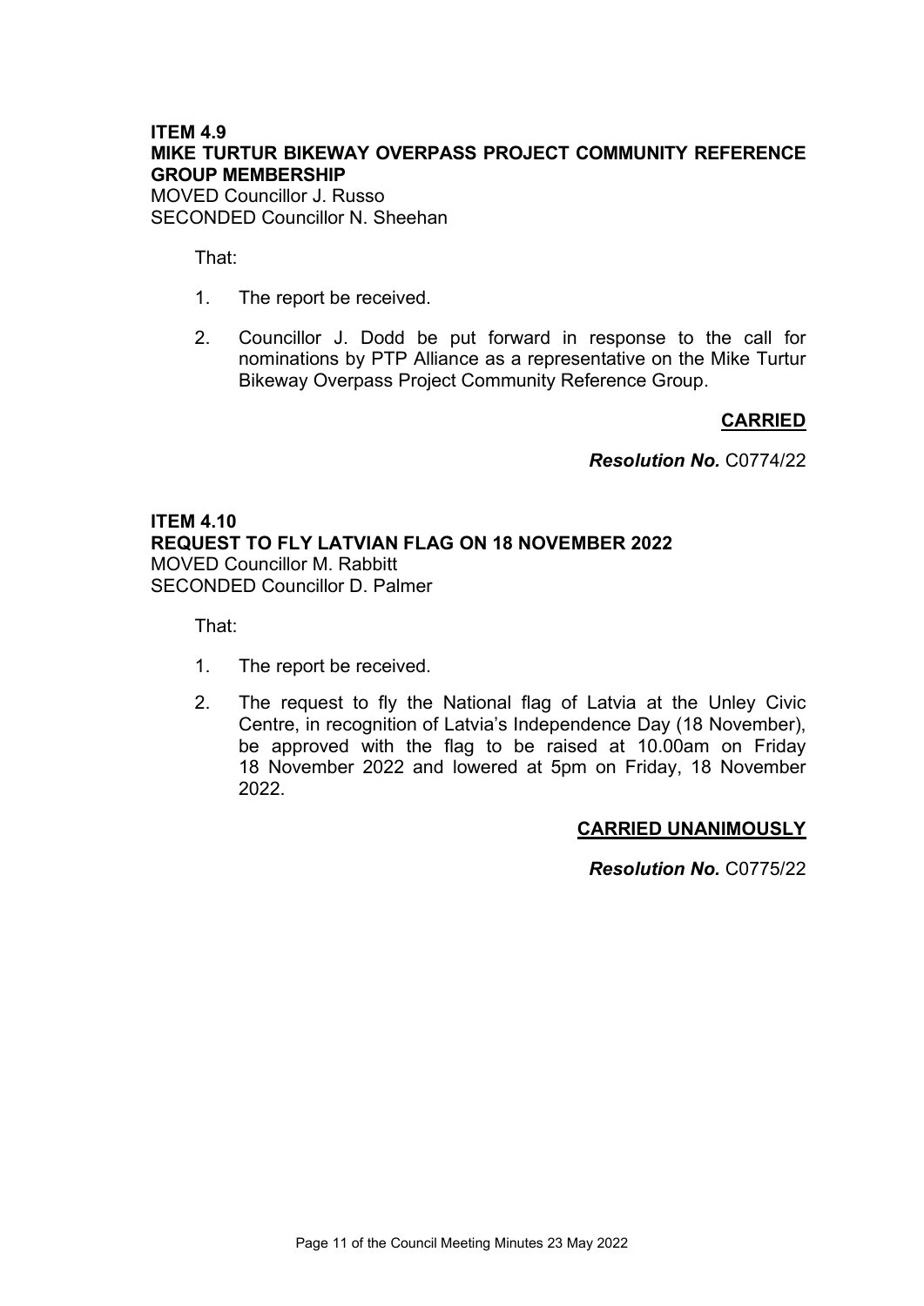**ITEM 4.9**
**MIKE TURTUR BIKEWAY OVERPASS PROJECT COMMUNITY REFERENCE GROUP MEMBERSHIP**
MOVED Councillor J. Russo
SECONDED Councillor N. Sheehan

That:

1. The report be received.
2. Councillor J. Dodd be put forward in response to the call for nominations by PTP Alliance as a representative on the Mike Turtur Bikeway Overpass Project Community Reference Group.

**CARRIED**

***Resolution No.*** C0774/22

**ITEM 4.10**
**REQUEST TO FLY LATVIAN FLAG ON 18 NOVEMBER 2022**
MOVED Councillor M. Rabbitt
SECONDED Councillor D. Palmer

That:

1. The report be received.
2. The request to fly the National flag of Latvia at the Unley Civic Centre, in recognition of Latvia's Independence Day (18 November), be approved with the flag to be raised at 10.00am on Friday 18 November 2022 and lowered at 5pm on Friday, 18 November 2022.

**CARRIED UNANIMOUSLY**

***Resolution No.*** C0775/22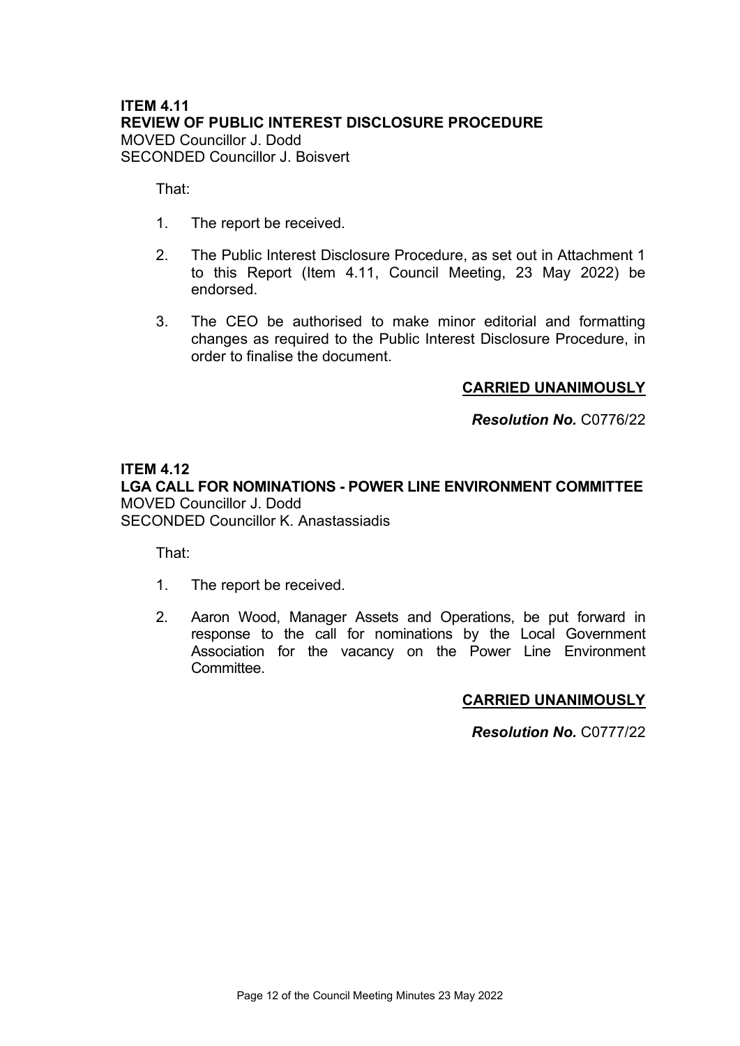**ITEM 4.11**
**REVIEW OF PUBLIC INTEREST DISCLOSURE PROCEDURE**
MOVED Councillor J. Dodd
SECONDED Councillor J. Boisvert

That:

1. The report be received.

2. The Public Interest Disclosure Procedure, as set out in Attachment 1 to this Report (Item 4.11, Council Meeting, 23 May 2022) be endorsed.

3. The CEO be authorised to make minor editorial and formatting changes as required to the Public Interest Disclosure Procedure, in order to finalise the document.

**CARRIED UNANIMOUSLY**

***Resolution No.*** C0776/22

**ITEM 4.12**
**LGA CALL FOR NOMINATIONS - POWER LINE ENVIRONMENT COMMITTEE**
MOVED Councillor J. Dodd
SECONDED Councillor K. Anastassiadis

That:

1. The report be received.

2. Aaron Wood, Manager Assets and Operations, be put forward in response to the call for nominations by the Local Government Association for the vacancy on the Power Line Environment Committee.

**CARRIED UNANIMOUSLY**

***Resolution No.*** C0777/22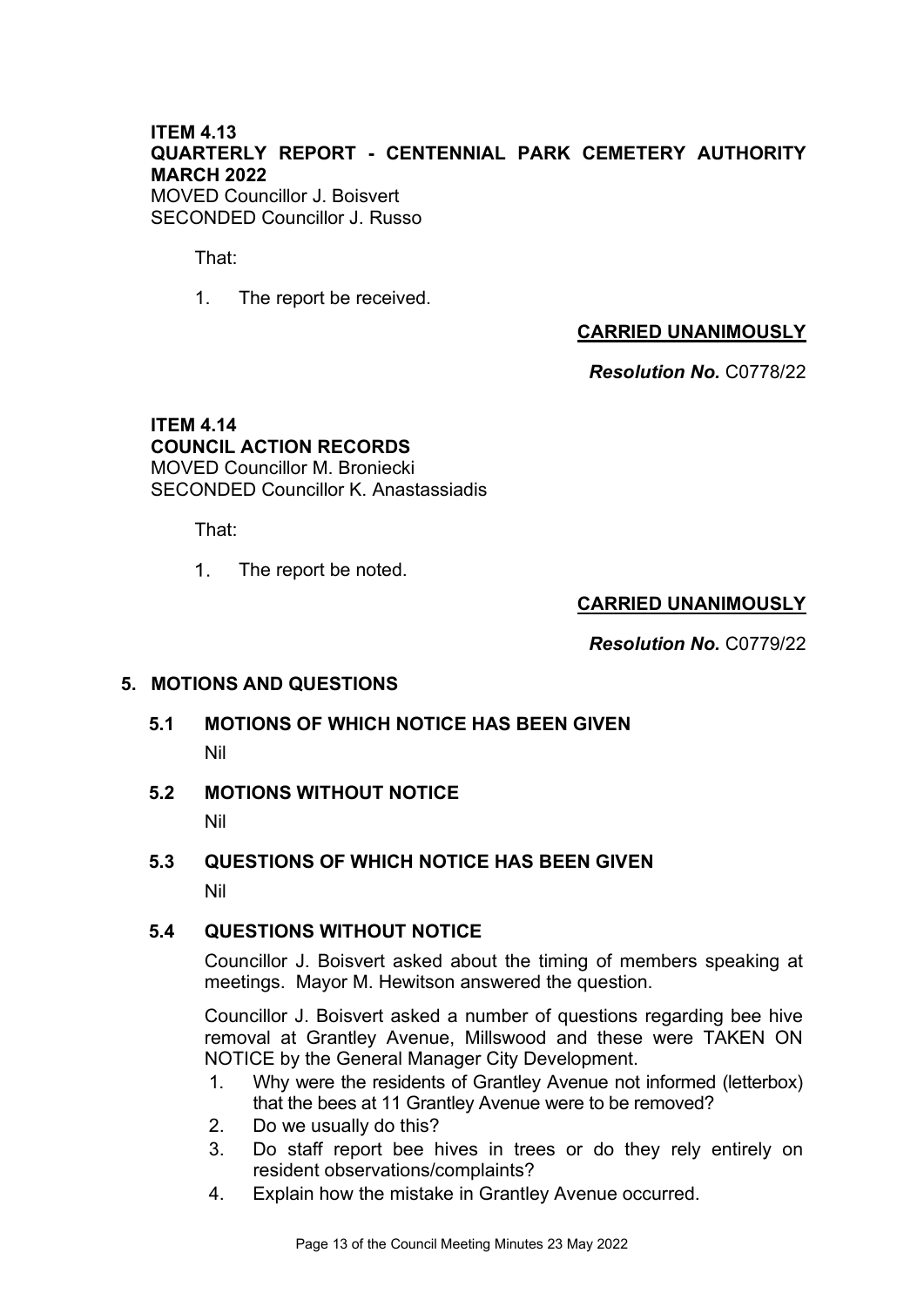**ITEM 4.13**
**QUARTERLY REPORT - CENTENNIAL PARK CEMETERY AUTHORITY MARCH 2022**
MOVED Councillor J. Boisvert
SECONDED Councillor J. Russo

That:

1. The report be received.

**CARRIED UNANIMOUSLY**

***Resolution No.*** C0778/22

**ITEM 4.14**
**COUNCIL ACTION RECORDS**
MOVED Councillor M. Broniecki
SECONDED Councillor K. Anastassiadis

That:

1. The report be noted.

**CARRIED UNANIMOUSLY**

***Resolution No.*** C0779/22

## 5. MOTIONS AND QUESTIONS

### 5.1 MOTIONS OF WHICH NOTICE HAS BEEN GIVEN

Nil

### 5.2 MOTIONS WITHOUT NOTICE

Nil

### 5.3 QUESTIONS OF WHICH NOTICE HAS BEEN GIVEN

Nil

### 5.4 QUESTIONS WITHOUT NOTICE

Councillor J. Boisvert asked about the timing of members speaking at meetings. Mayor M. Hewitson answered the question.

Councillor J. Boisvert asked a number of questions regarding bee hive removal at Grantley Avenue, Millswood and these were TAKEN ON NOTICE by the General Manager City Development.

1. Why were the residents of Grantley Avenue not informed (letterbox) that the bees at 11 Grantley Avenue were to be removed?
2. Do we usually do this?
3. Do staff report bee hives in trees or do they rely entirely on resident observations/complaints?
4. Explain how the mistake in Grantley Avenue occurred.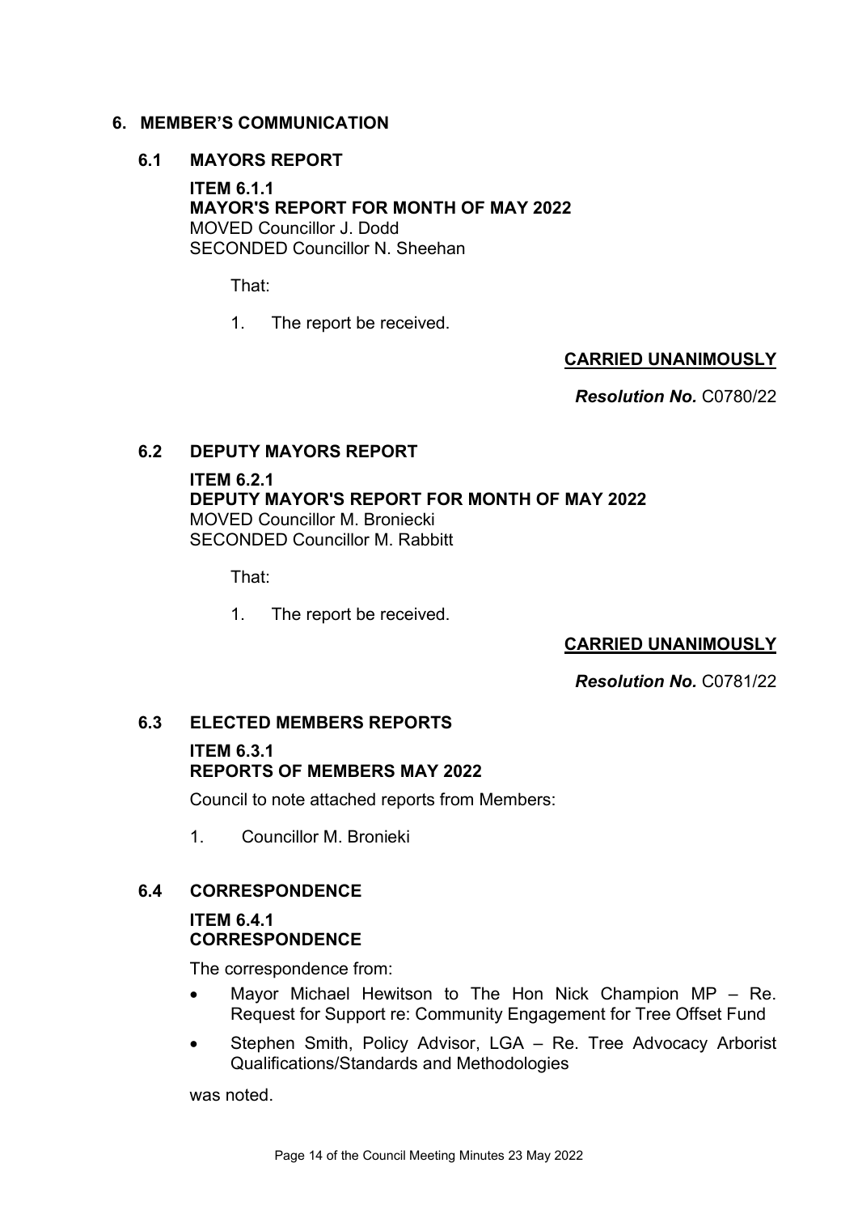## 6. MEMBER'S COMMUNICATION

### 6.1 MAYORS REPORT

**ITEM 6.1.1**
**MAYOR'S REPORT FOR MONTH OF MAY 2022**
MOVED Councillor J. Dodd
SECONDED Councillor N. Sheehan

That:

1. The report be received.

**CARRIED UNANIMOUSLY**

***Resolution No.*** C0780/22

### 6.2 DEPUTY MAYORS REPORT

**ITEM 6.2.1**
**DEPUTY MAYOR'S REPORT FOR MONTH OF MAY 2022**
MOVED Councillor M. Broniecki
SECONDED Councillor M. Rabbitt

That:

1. The report be received.

**CARRIED UNANIMOUSLY**

***Resolution No.*** C0781/22

### 6.3 ELECTED MEMBERS REPORTS

**ITEM 6.3.1**
**REPORTS OF MEMBERS MAY 2022**

Council to note attached reports from Members:

1. Councillor M. Bronieki

### 6.4 CORRESPONDENCE

**ITEM 6.4.1**
**CORRESPONDENCE**

The correspondence from:

- Mayor Michael Hewitson to The Hon Nick Champion MP – Re. Request for Support re: Community Engagement for Tree Offset Fund
- Stephen Smith, Policy Advisor, LGA – Re. Tree Advocacy Arborist Qualifications/Standards and Methodologies

was noted.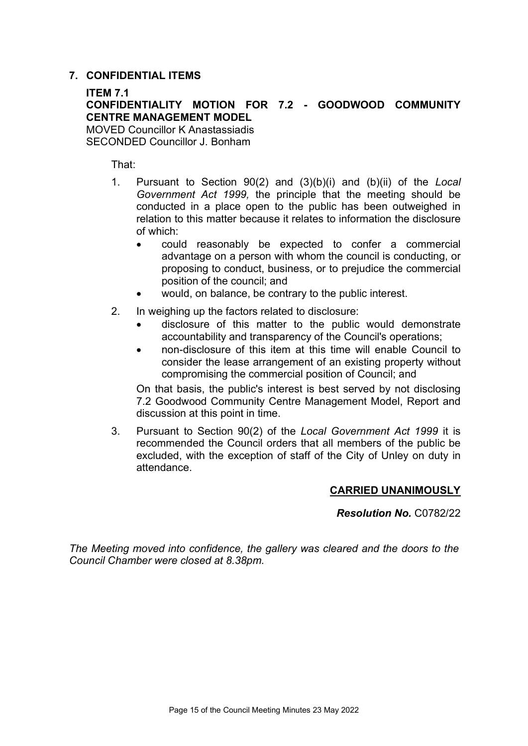## 7. CONFIDENTIAL ITEMS

**ITEM 7.1**
**CONFIDENTIALITY MOTION FOR 7.2 - GOODWOOD COMMUNITY CENTRE MANAGEMENT MODEL**
MOVED Councillor K Anastassiadis
SECONDED Councillor J. Bonham

That:

1. Pursuant to Section 90(2) and (3)(b)(i) and (b)(ii) of the *Local Government Act 1999,* the principle that the meeting should be conducted in a place open to the public has been outweighed in relation to this matter because it relates to information the disclosure of which:
   - could reasonably be expected to confer a commercial advantage on a person with whom the council is conducting, or proposing to conduct, business, or to prejudice the commercial position of the council; and
   - would, on balance, be contrary to the public interest.
2. In weighing up the factors related to disclosure:
   - disclosure of this matter to the public would demonstrate accountability and transparency of the Council's operations;
   - non-disclosure of this item at this time will enable Council to consider the lease arrangement of an existing property without compromising the commercial position of Council; and

   On that basis, the public's interest is best served by not disclosing 7.2 Goodwood Community Centre Management Model, Report and discussion at this point in time.
3. Pursuant to Section 90(2) of the *Local Government Act 1999* it is recommended the Council orders that all members of the public be excluded, with the exception of staff of the City of Unley on duty in attendance.

**CARRIED UNANIMOUSLY**

***Resolution No.*** C0782/22

*The Meeting moved into confidence, the gallery was cleared and the doors to the Council Chamber were closed at 8.38pm.*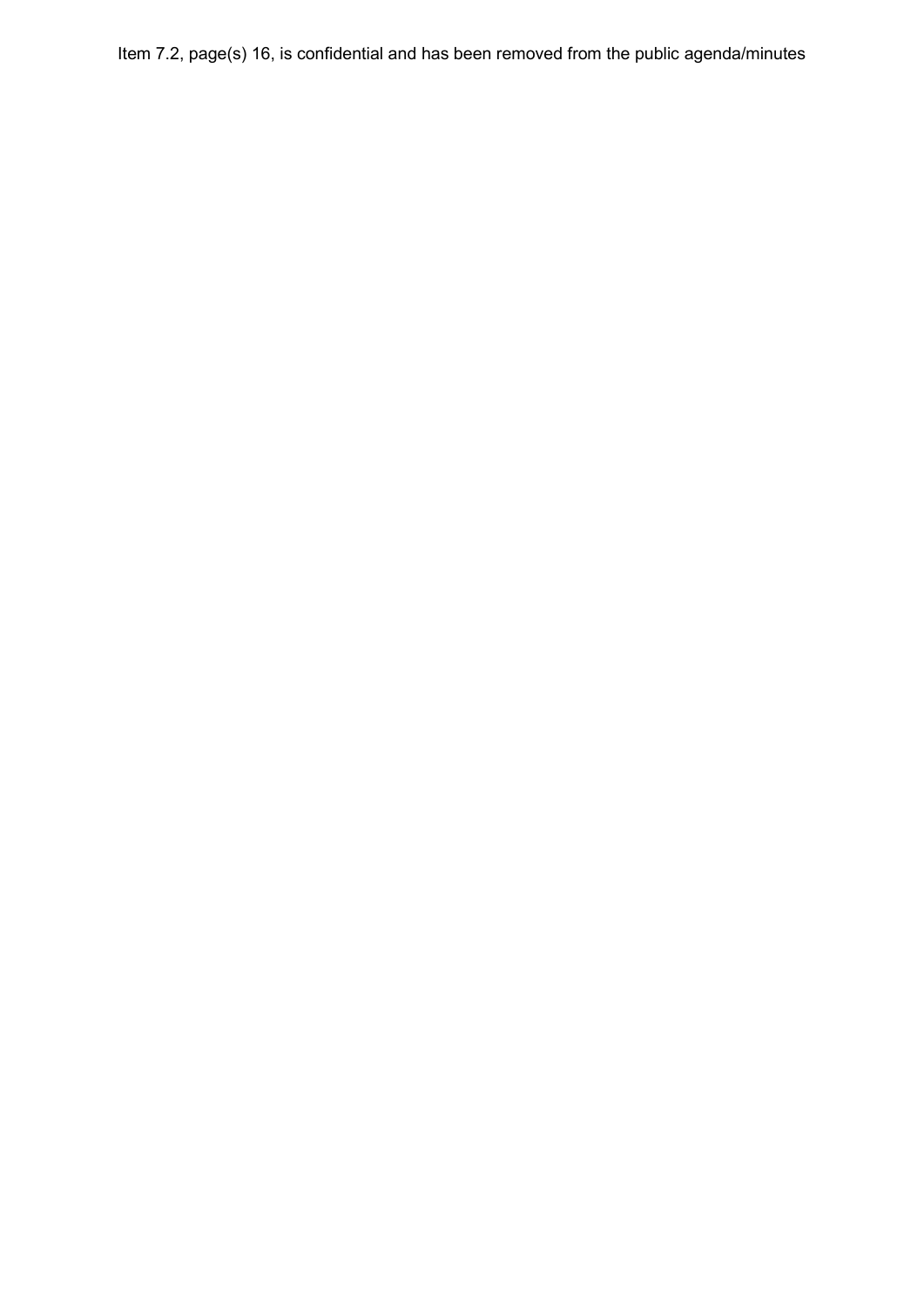Item 7.2, page(s) 16, is confidential and has been removed from the public agenda/minutes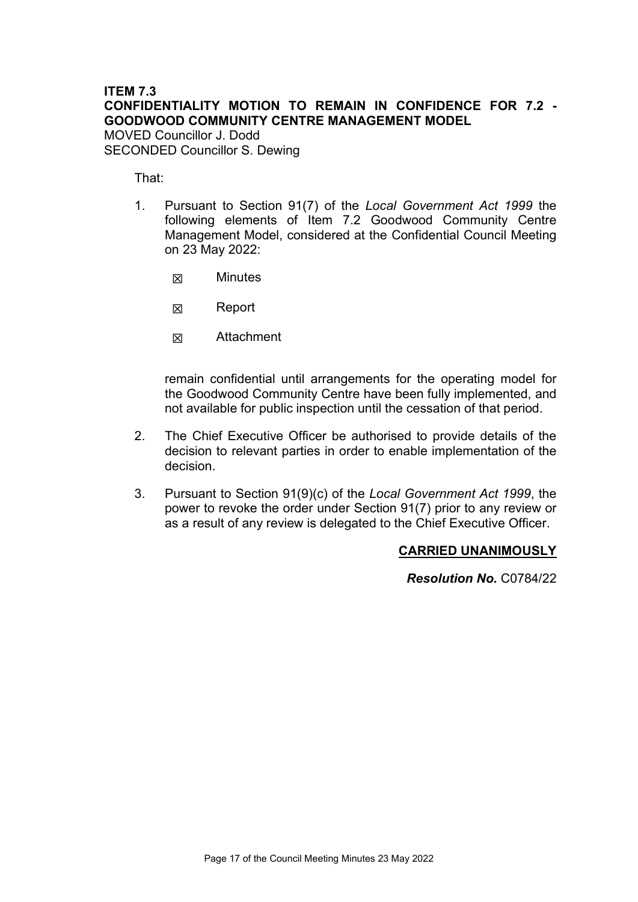**ITEM 7.3**
**CONFIDENTIALITY MOTION TO REMAIN IN CONFIDENCE FOR 7.2 - GOODWOOD COMMUNITY CENTRE MANAGEMENT MODEL**
MOVED Councillor J. Dodd
SECONDED Councillor S. Dewing

That:

1. Pursuant to Section 91(7) of the *Local Government Act 1999* the following elements of Item 7.2 Goodwood Community Centre Management Model, considered at the Confidential Council Meeting on 23 May 2022:

   ☒ Minutes

   ☒ Report

   ☒ Attachment

   remain confidential until arrangements for the operating model for the Goodwood Community Centre have been fully implemented, and not available for public inspection until the cessation of that period.

2. The Chief Executive Officer be authorised to provide details of the decision to relevant parties in order to enable implementation of the decision.

3. Pursuant to Section 91(9)(c) of the *Local Government Act 1999*, the power to revoke the order under Section 91(7) prior to any review or as a result of any review is delegated to the Chief Executive Officer.

**CARRIED UNANIMOUSLY**

***Resolution No.*** C0784/22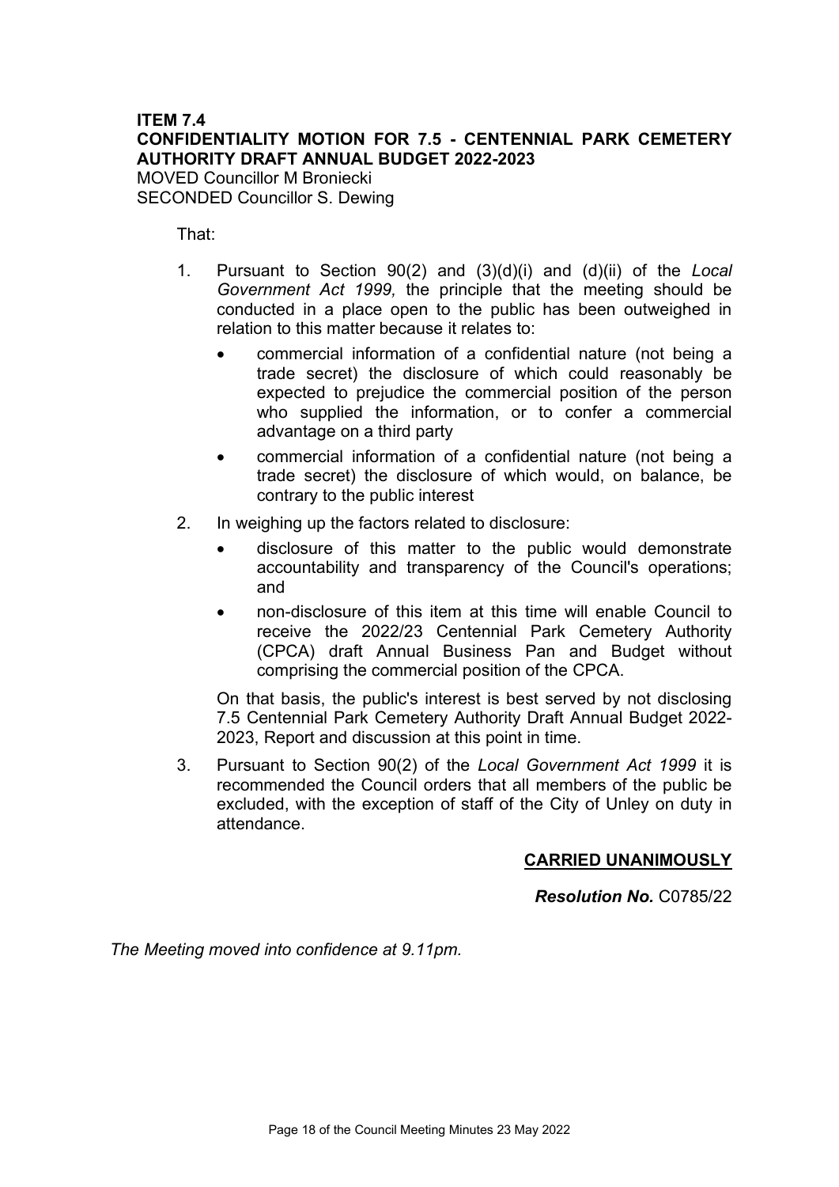**ITEM 7.4**
**CONFIDENTIALITY MOTION FOR 7.5 - CENTENNIAL PARK CEMETERY AUTHORITY DRAFT ANNUAL BUDGET 2022-2023**
MOVED Councillor M Broniecki
SECONDED Councillor S. Dewing

That:

1. Pursuant to Section 90(2) and (3)(d)(i) and (d)(ii) of the *Local Government Act 1999,* the principle that the meeting should be conducted in a place open to the public has been outweighed in relation to this matter because it relates to:

   - commercial information of a confidential nature (not being a trade secret) the disclosure of which could reasonably be expected to prejudice the commercial position of the person who supplied the information, or to confer a commercial advantage on a third party
   - commercial information of a confidential nature (not being a trade secret) the disclosure of which would, on balance, be contrary to the public interest

2. In weighing up the factors related to disclosure:

   - disclosure of this matter to the public would demonstrate accountability and transparency of the Council's operations; and
   - non-disclosure of this item at this time will enable Council to receive the 2022/23 Centennial Park Cemetery Authority (CPCA) draft Annual Business Pan and Budget without comprising the commercial position of the CPCA.

   On that basis, the public's interest is best served by not disclosing 7.5 Centennial Park Cemetery Authority Draft Annual Budget 2022-2023, Report and discussion at this point in time.

3. Pursuant to Section 90(2) of the *Local Government Act 1999* it is recommended the Council orders that all members of the public be excluded, with the exception of staff of the City of Unley on duty in attendance.

**CARRIED UNANIMOUSLY**

***Resolution No.*** C0785/22

*The Meeting moved into confidence at 9.11pm.*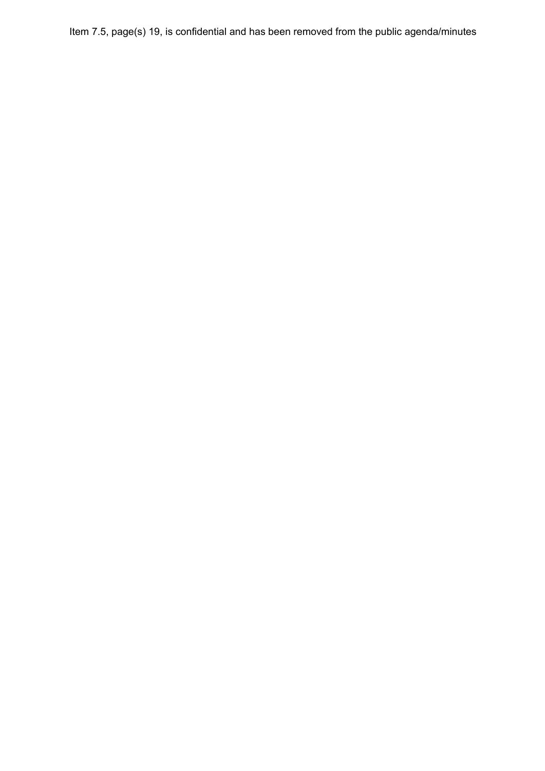Item 7.5, page(s) 19, is confidential and has been removed from the public agenda/minutes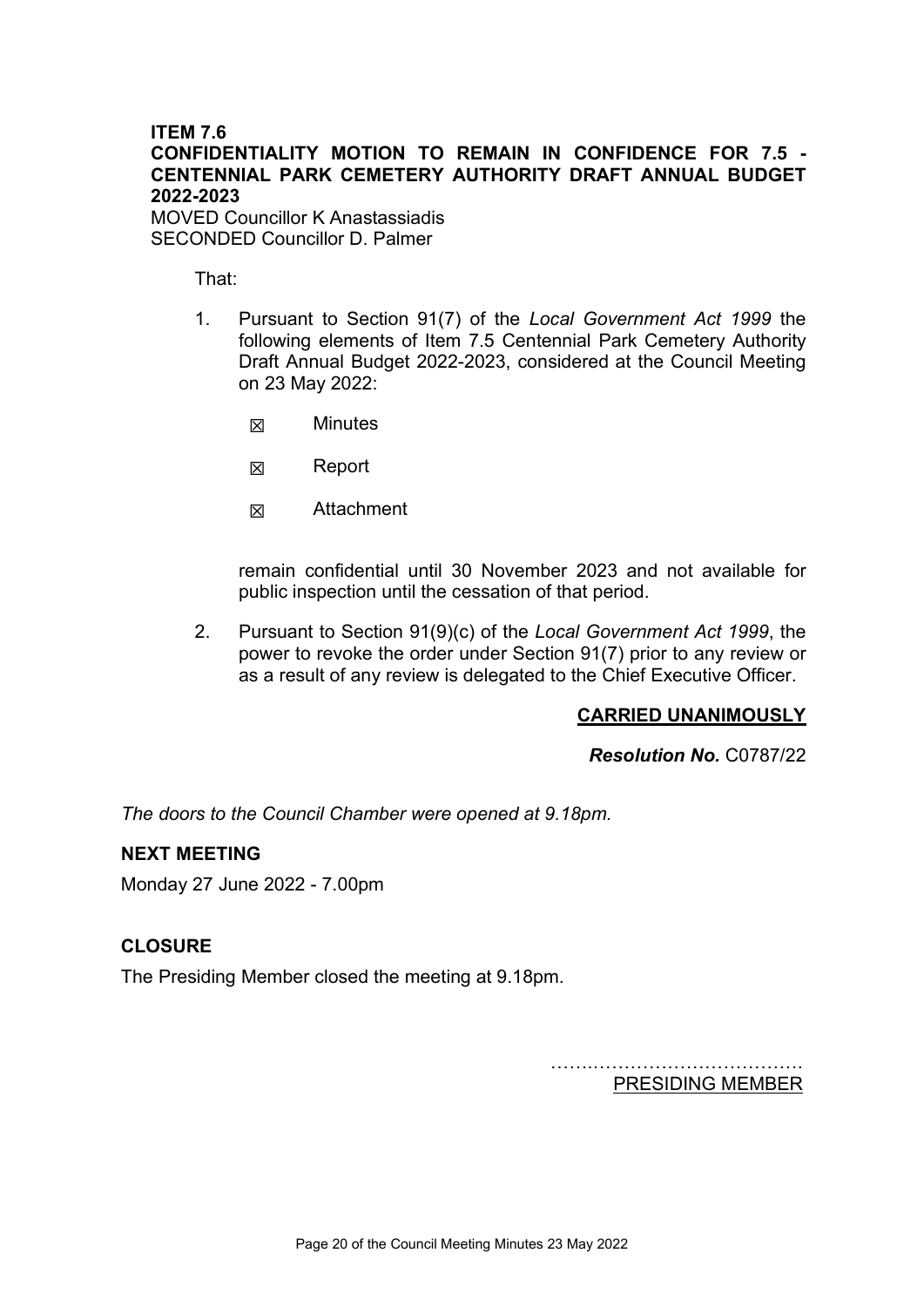**ITEM 7.6**
**CONFIDENTIALITY MOTION TO REMAIN IN CONFIDENCE FOR 7.5 - CENTENNIAL PARK CEMETERY AUTHORITY DRAFT ANNUAL BUDGET 2022-2023**
MOVED Councillor K Anastassiadis
SECONDED Councillor D. Palmer

That:

1. Pursuant to Section 91(7) of the *Local Government Act 1999* the following elements of Item 7.5 Centennial Park Cemetery Authority Draft Annual Budget 2022-2023, considered at the Council Meeting on 23 May 2022:

   ☒ Minutes

   ☒ Report

   ☒ Attachment

   remain confidential until 30 November 2023 and not available for public inspection until the cessation of that period.

2. Pursuant to Section 91(9)(c) of the *Local Government Act 1999*, the power to revoke the order under Section 91(7) prior to any review or as a result of any review is delegated to the Chief Executive Officer.

**CARRIED UNANIMOUSLY**

***Resolution No.*** C0787/22

*The doors to the Council Chamber were opened at 9.18pm.*

**NEXT MEETING**

Monday 27 June 2022 - 7.00pm

**CLOSURE**

The Presiding Member closed the meeting at 9.18pm.

……..………………………….
PRESIDING MEMBER